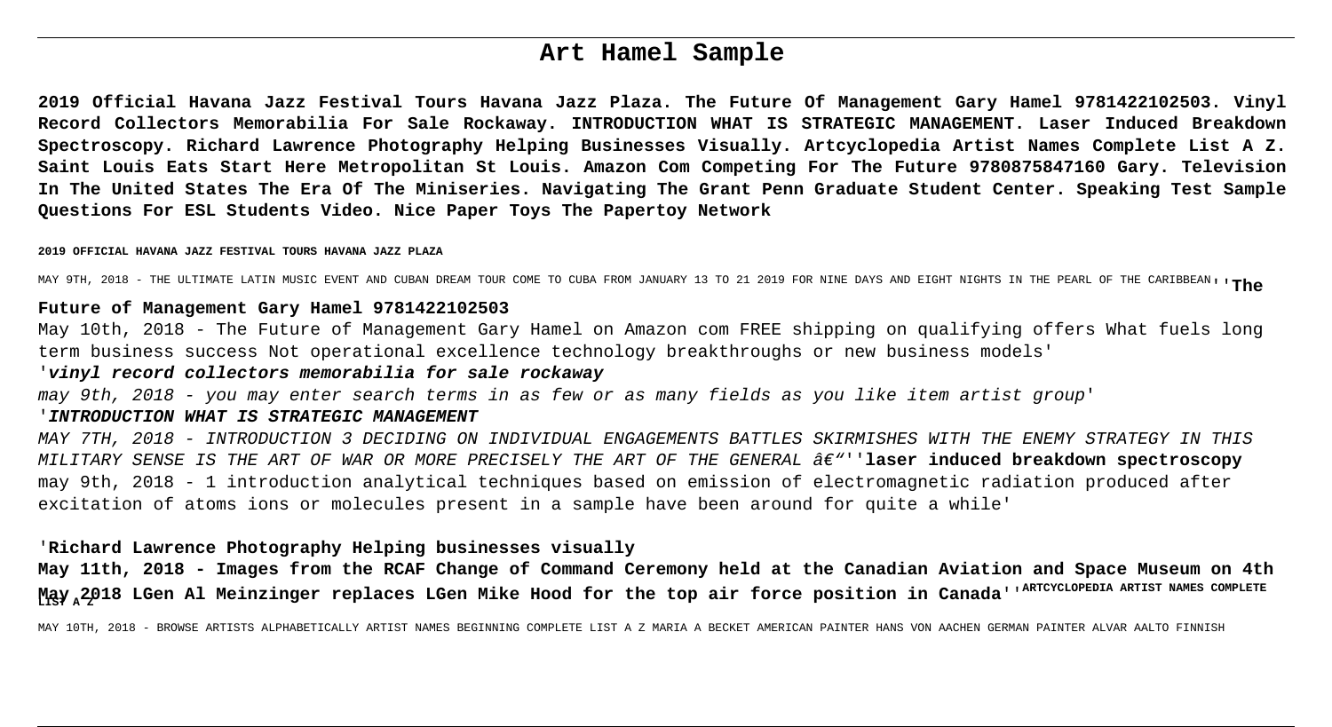# Art Hamel Sample

**2019 Official Havana Jazz Festival Tours Havana Jazz Plaza. The Future Of Management Gary Hamel 9781422102503. Vinyl Record Collectors Memorabilia For Sale Rockaway. INTRODUCTION WHAT IS STRATEGIC MANAGEMENT. Laser Induced Breakdown Spectroscopy. Richard Lawrence Photography Helping Businesses Visually. Artcyclopedia Artist Names Complete List A Z. Saint Louis Eats Start Here Metropolitan St Louis. Amazon Com Competing For The Future 9780875847160 Gary. Television In The United States The Era Of The Miniseries. Navigating The Grant Penn Graduate Student Center. Speaking Test Sample Questions For ESL Students Video. Nice Paper Toys The Papertoy Network**

**2019 OFFICIAL HAVANA JAZZ FESTIVAL TOURS HAVANA JAZZ PLAZA**

MAY 9TH, 2018 - THE ULTIMATE LATIN MUSIC EVENT AND CUBAN DREAM TOUR COME TO CUBA FROM JANUARY 13 TO 21 2019 FOR NINE DAYS AND EIGHT NIGHTS IN THE PEARL OF THE CARIBBEAN''**The Future of Management Gary Hamel 9781422102503**

May 10th, 2018 - The Future of Management Gary Hamel on Amazon com FREE shipping on qualifying offers What fuels long term business success Not operational excellence technology breakthroughs or new business models'

'***vinyl record collectors memorabilia for sale rockaway***

*may 9th, 2018 - you may enter search terms in as few or as many fields as you like item artist group'*

'***INTRODUCTION WHAT IS STRATEGIC MANAGEMENT***

*MAY 7TH, 2018 - INTRODUCTION 3 DECIDING ON INDIVIDUAL ENGAGEMENTS BATTLES SKIRMISHES WITH THE ENEMY STRATEGY IN THIS MILITARY SENSE IS THE ART OF WAR OR MORE PRECISELY THE ART OF THE GENERAL â€"''* **laser induced breakdown spectroscopy**
may 9th, 2018 - 1 introduction analytical techniques based on emission of electromagnetic radiation produced after excitation of atoms ions or molecules present in a sample have been around for quite a while'

'**Richard Lawrence Photography Helping businesses visually**

**May 11th, 2018 - Images from the RCAF Change of Command Ceremony held at the Canadian Aviation and Space Museum on 4th May 2018 LGen Al Meinzinger replaces LGen Mike Hood for the top air force position in Canada**''**ARTCYCLOPEDIA ARTIST NAMES COMPLETE LIST A Z**

MAY 10TH, 2018 - BROWSE ARTISTS ALPHABETICALLY ARTIST NAMES BEGINNING COMPLETE LIST A Z MARIA A BECKET AMERICAN PAINTER HANS VON AACHEN GERMAN PAINTER ALVAR AALTO FINNISH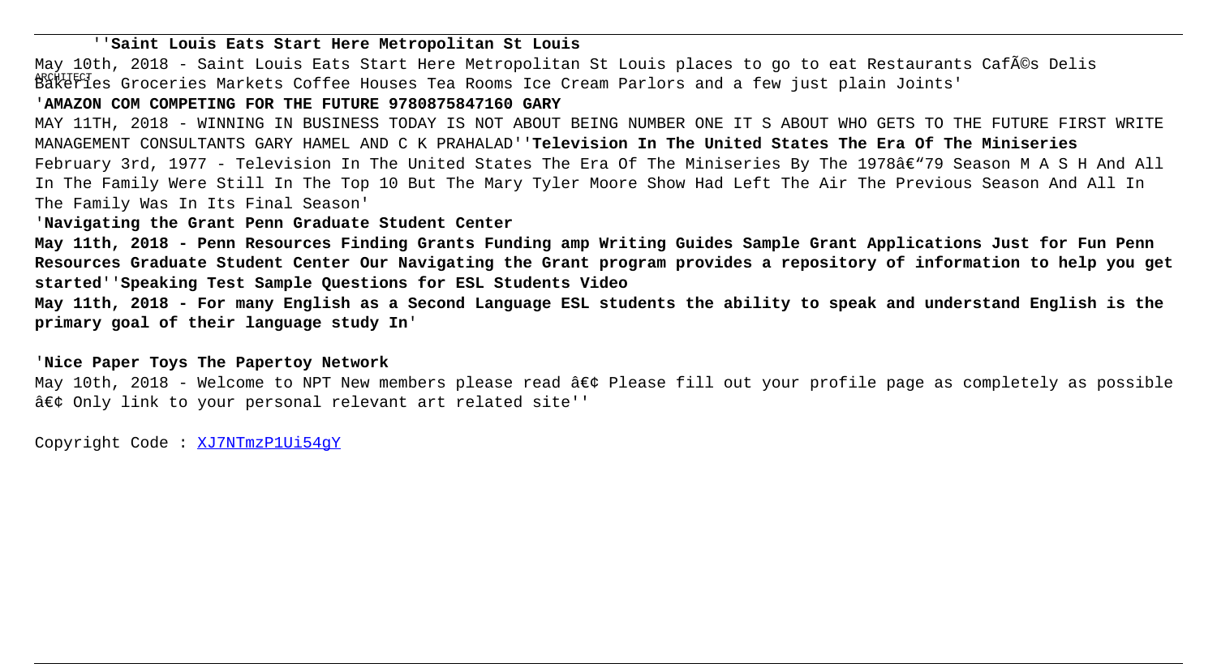''**Saint Louis Eats Start Here Metropolitan St Louis**

May 10th, 2018 - Saint Louis Eats Start Here Metropolitan St Louis places to go to eat Restaurants CafÃ©s Delis Bakeries Groceries Markets Coffee Houses Tea Rooms Ice Cream Parlors and a few just plain Joints'

'**AMAZON COM COMPETING FOR THE FUTURE 9780875847160 GARY**

MAY 11TH, 2018 - WINNING IN BUSINESS TODAY IS NOT ABOUT BEING NUMBER ONE IT S ABOUT WHO GETS TO THE FUTURE FIRST WRITE MANAGEMENT CONSULTANTS GARY HAMEL AND C K PRAHALAD''**Television In The United States The Era Of The Miniseries**

February 3rd, 1977 - Television In The United States The Era Of The Miniseries By The 1978â€"79 Season M A S H And All In The Family Were Still In The Top 10 But The Mary Tyler Moore Show Had Left The Air The Previous Season And All In The Family Was In Its Final Season'

'**Navigating the Grant Penn Graduate Student Center**

**May 11th, 2018 - Penn Resources Finding Grants Funding amp Writing Guides Sample Grant Applications Just for Fun Penn Resources Graduate Student Center Our Navigating the Grant program provides a repository of information to help you get started**''**Speaking Test Sample Questions for ESL Students Video**

**May 11th, 2018 - For many English as a Second Language ESL students the ability to speak and understand English is the primary goal of their language study In**'

'**Nice Paper Toys The Papertoy Network**

May 10th, 2018 - Welcome to NPT New members please read â€¢ Please fill out your profile page as completely as possible â€¢ Only link to your personal relevant art related site''

Copyright Code : XJ7NTmzP1Ui54gY